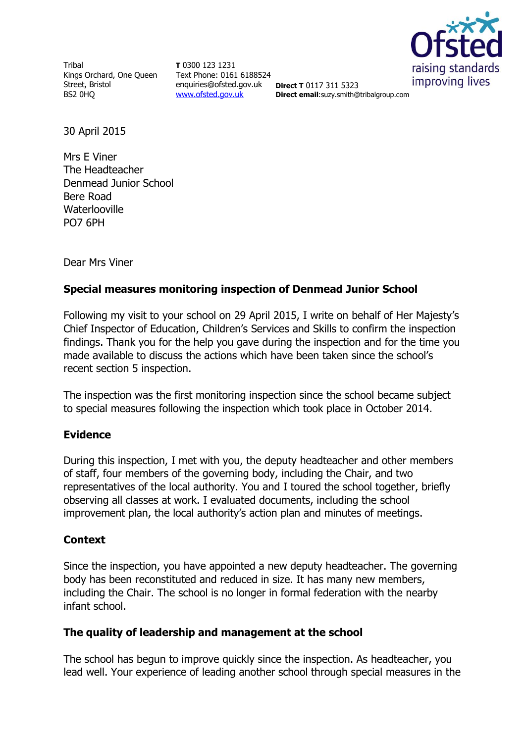Tribal
Kings Orchard, One Queen Street, Bristol
BS2 0HQ

**T** 0300 123 1231
Text Phone: 0161 6188524
enquiries@ofsted.gov.uk
www.ofsted.gov.uk

**Direct T** 0117 311 5323
**Direct email**:suzy.smith@tribalgroup.com

30 April 2015

Mrs E Viner
The Headteacher
Denmead Junior School
Bere Road
Waterlooville
PO7 6PH

Dear Mrs Viner

**Special measures monitoring inspection of Denmead Junior School**

Following my visit to your school on 29 April 2015, I write on behalf of Her Majesty's Chief Inspector of Education, Children's Services and Skills to confirm the inspection findings. Thank you for the help you gave during the inspection and for the time you made available to discuss the actions which have been taken since the school's recent section 5 inspection.

The inspection was the first monitoring inspection since the school became subject to special measures following the inspection which took place in October 2014.

**Evidence**

During this inspection, I met with you, the deputy headteacher and other members of staff, four members of the governing body, including the Chair, and two representatives of the local authority. You and I toured the school together, briefly observing all classes at work. I evaluated documents, including the school improvement plan, the local authority's action plan and minutes of meetings.

**Context**

Since the inspection, you have appointed a new deputy headteacher. The governing body has been reconstituted and reduced in size. It has many new members, including the Chair. The school is no longer in formal federation with the nearby infant school.

**The quality of leadership and management at the school**

The school has begun to improve quickly since the inspection. As headteacher, you lead well. Your experience of leading another school through special measures in the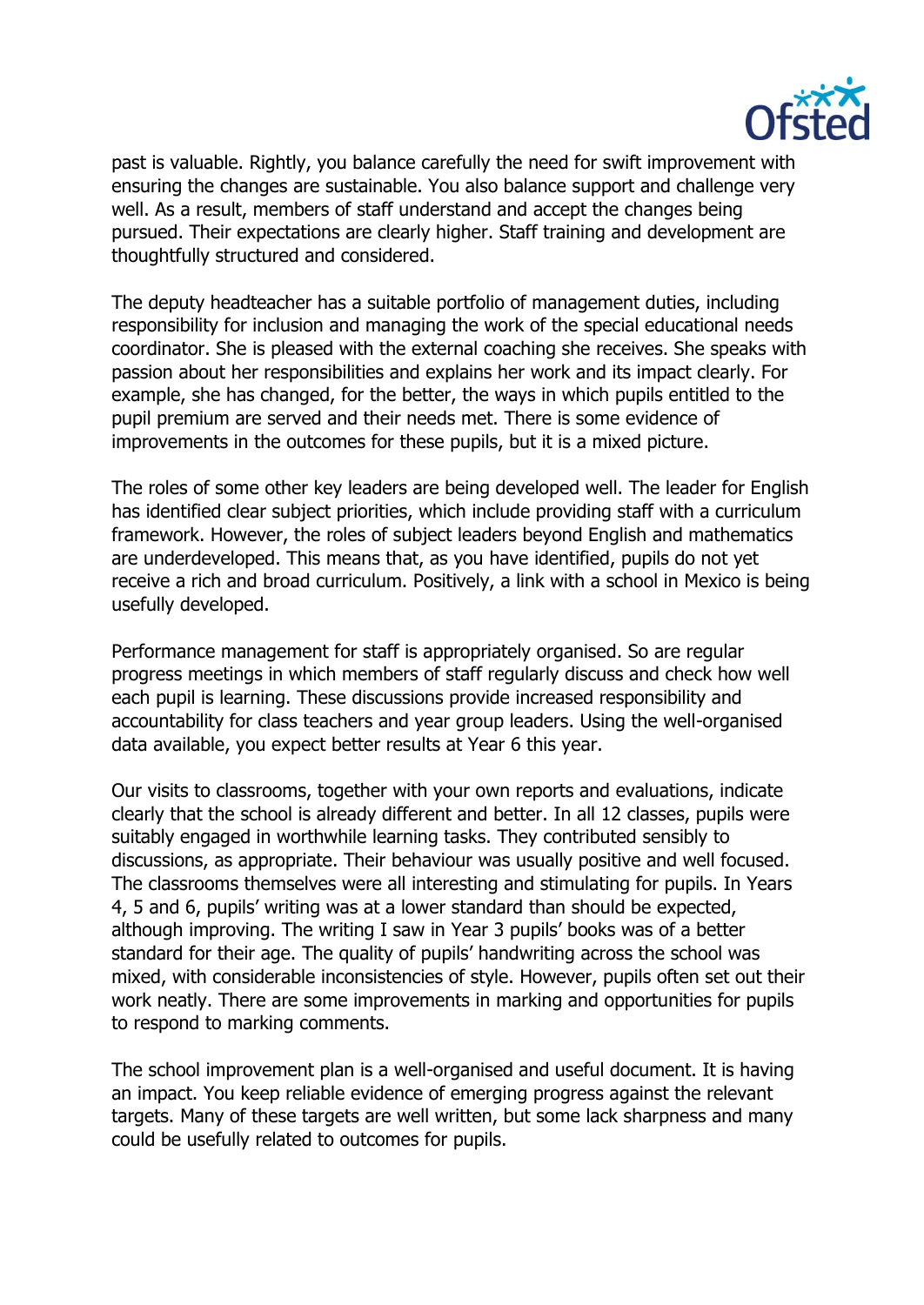past is valuable. Rightly, you balance carefully the need for swift improvement with ensuring the changes are sustainable. You also balance support and challenge very well. As a result, members of staff understand and accept the changes being pursued. Their expectations are clearly higher. Staff training and development are thoughtfully structured and considered.

The deputy headteacher has a suitable portfolio of management duties, including responsibility for inclusion and managing the work of the special educational needs coordinator. She is pleased with the external coaching she receives. She speaks with passion about her responsibilities and explains her work and its impact clearly. For example, she has changed, for the better, the ways in which pupils entitled to the pupil premium are served and their needs met. There is some evidence of improvements in the outcomes for these pupils, but it is a mixed picture.

The roles of some other key leaders are being developed well. The leader for English has identified clear subject priorities, which include providing staff with a curriculum framework. However, the roles of subject leaders beyond English and mathematics are underdeveloped. This means that, as you have identified, pupils do not yet receive a rich and broad curriculum. Positively, a link with a school in Mexico is being usefully developed.

Performance management for staff is appropriately organised. So are regular progress meetings in which members of staff regularly discuss and check how well each pupil is learning. These discussions provide increased responsibility and accountability for class teachers and year group leaders. Using the well-organised data available, you expect better results at Year 6 this year.

Our visits to classrooms, together with your own reports and evaluations, indicate clearly that the school is already different and better. In all 12 classes, pupils were suitably engaged in worthwhile learning tasks. They contributed sensibly to discussions, as appropriate. Their behaviour was usually positive and well focused. The classrooms themselves were all interesting and stimulating for pupils. In Years 4, 5 and 6, pupils' writing was at a lower standard than should be expected, although improving. The writing I saw in Year 3 pupils' books was of a better standard for their age. The quality of pupils' handwriting across the school was mixed, with considerable inconsistencies of style. However, pupils often set out their work neatly. There are some improvements in marking and opportunities for pupils to respond to marking comments.

The school improvement plan is a well-organised and useful document. It is having an impact. You keep reliable evidence of emerging progress against the relevant targets. Many of these targets are well written, but some lack sharpness and many could be usefully related to outcomes for pupils.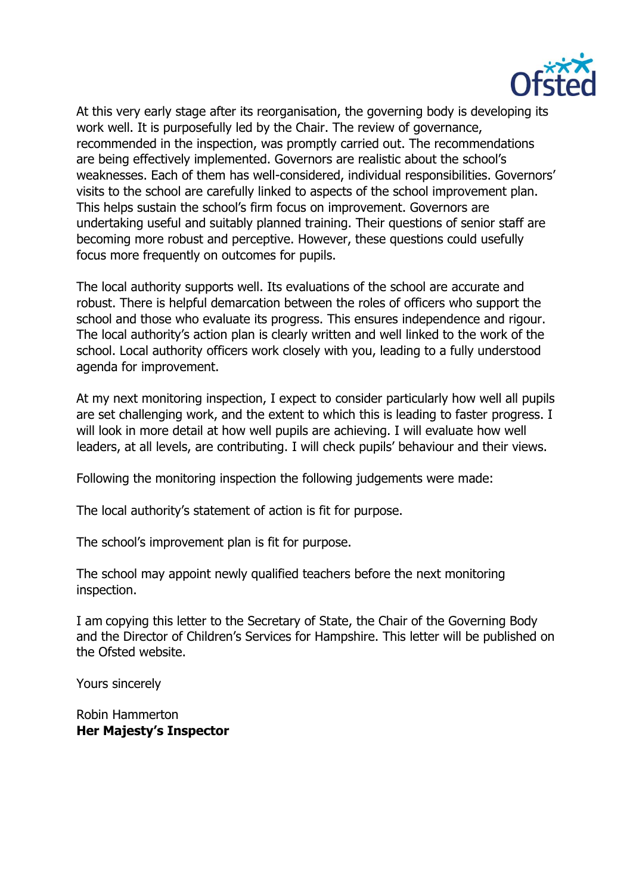At this very early stage after its reorganisation, the governing body is developing its work well. It is purposefully led by the Chair. The review of governance, recommended in the inspection, was promptly carried out. The recommendations are being effectively implemented. Governors are realistic about the school's weaknesses. Each of them has well-considered, individual responsibilities. Governors' visits to the school are carefully linked to aspects of the school improvement plan. This helps sustain the school's firm focus on improvement. Governors are undertaking useful and suitably planned training. Their questions of senior staff are becoming more robust and perceptive. However, these questions could usefully focus more frequently on outcomes for pupils.

The local authority supports well. Its evaluations of the school are accurate and robust. There is helpful demarcation between the roles of officers who support the school and those who evaluate its progress. This ensures independence and rigour. The local authority's action plan is clearly written and well linked to the work of the school. Local authority officers work closely with you, leading to a fully understood agenda for improvement.

At my next monitoring inspection, I expect to consider particularly how well all pupils are set challenging work, and the extent to which this is leading to faster progress. I will look in more detail at how well pupils are achieving. I will evaluate how well leaders, at all levels, are contributing. I will check pupils' behaviour and their views.

Following the monitoring inspection the following judgements were made:

The local authority's statement of action is fit for purpose.

The school's improvement plan is fit for purpose.

The school may appoint newly qualified teachers before the next monitoring inspection.

I am copying this letter to the Secretary of State, the Chair of the Governing Body and the Director of Children's Services for Hampshire. This letter will be published on the Ofsted website.

Yours sincerely

Robin Hammerton
**Her Majesty's Inspector**